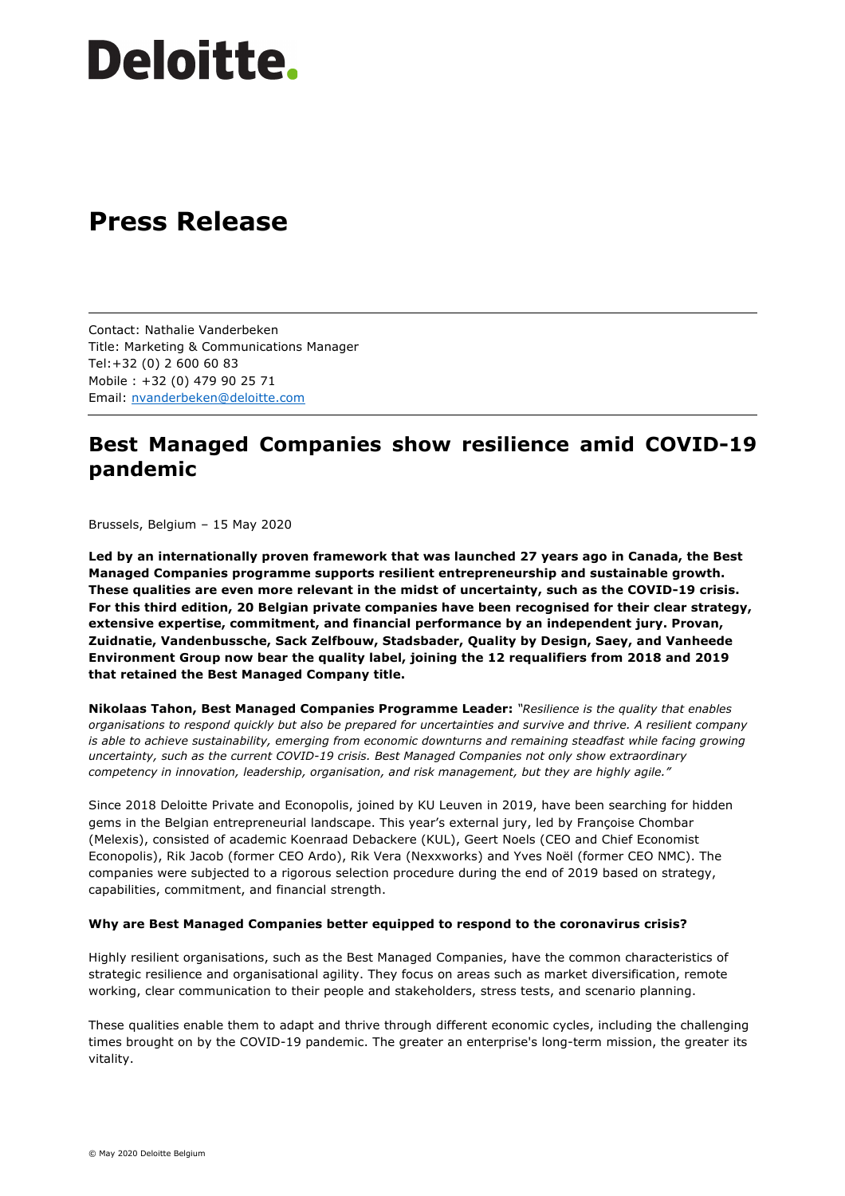# Deloitte.

# Press Release

Contact: Nathalie Vanderbeken
Title: Marketing & Communications Manager
Tel:+32 (0) 2 600 60 83
Mobile : +32 (0) 479 90 25 71
Email: nvanderbeken@deloitte.com

## Best Managed Companies show resilience amid COVID-19 pandemic

Brussels, Belgium – 15 May 2020

**Led by an internationally proven framework that was launched 27 years ago in Canada, the Best Managed Companies programme supports resilient entrepreneurship and sustainable growth. These qualities are even more relevant in the midst of uncertainty, such as the COVID-19 crisis. For this third edition, 20 Belgian private companies have been recognised for their clear strategy, extensive expertise, commitment, and financial performance by an independent jury. Provan, Zuidnatie, Vandenbussche, Sack Zelfbouw, Stadsbader, Quality by Design, Saey, and Vanheede Environment Group now bear the quality label, joining the 12 requalifiers from 2018 and 2019 that retained the Best Managed Company title.**

**Nikolaas Tahon, Best Managed Companies Programme Leader:** *"Resilience is the quality that enables organisations to respond quickly but also be prepared for uncertainties and survive and thrive. A resilient company is able to achieve sustainability, emerging from economic downturns and remaining steadfast while facing growing uncertainty, such as the current COVID-19 crisis. Best Managed Companies not only show extraordinary competency in innovation, leadership, organisation, and risk management, but they are highly agile."*

Since 2018 Deloitte Private and Econopolis, joined by KU Leuven in 2019, have been searching for hidden gems in the Belgian entrepreneurial landscape. This year's external jury, led by Françoise Chombar (Melexis), consisted of academic Koenraad Debackere (KUL), Geert Noels (CEO and Chief Economist Econopolis), Rik Jacob (former CEO Ardo), Rik Vera (Nexxworks) and Yves Noël (former CEO NMC). The companies were subjected to a rigorous selection procedure during the end of 2019 based on strategy, capabilities, commitment, and financial strength.

**Why are Best Managed Companies better equipped to respond to the coronavirus crisis?**

Highly resilient organisations, such as the Best Managed Companies, have the common characteristics of strategic resilience and organisational agility. They focus on areas such as market diversification, remote working, clear communication to their people and stakeholders, stress tests, and scenario planning.

These qualities enable them to adapt and thrive through different economic cycles, including the challenging times brought on by the COVID-19 pandemic. The greater an enterprise's long-term mission, the greater its vitality.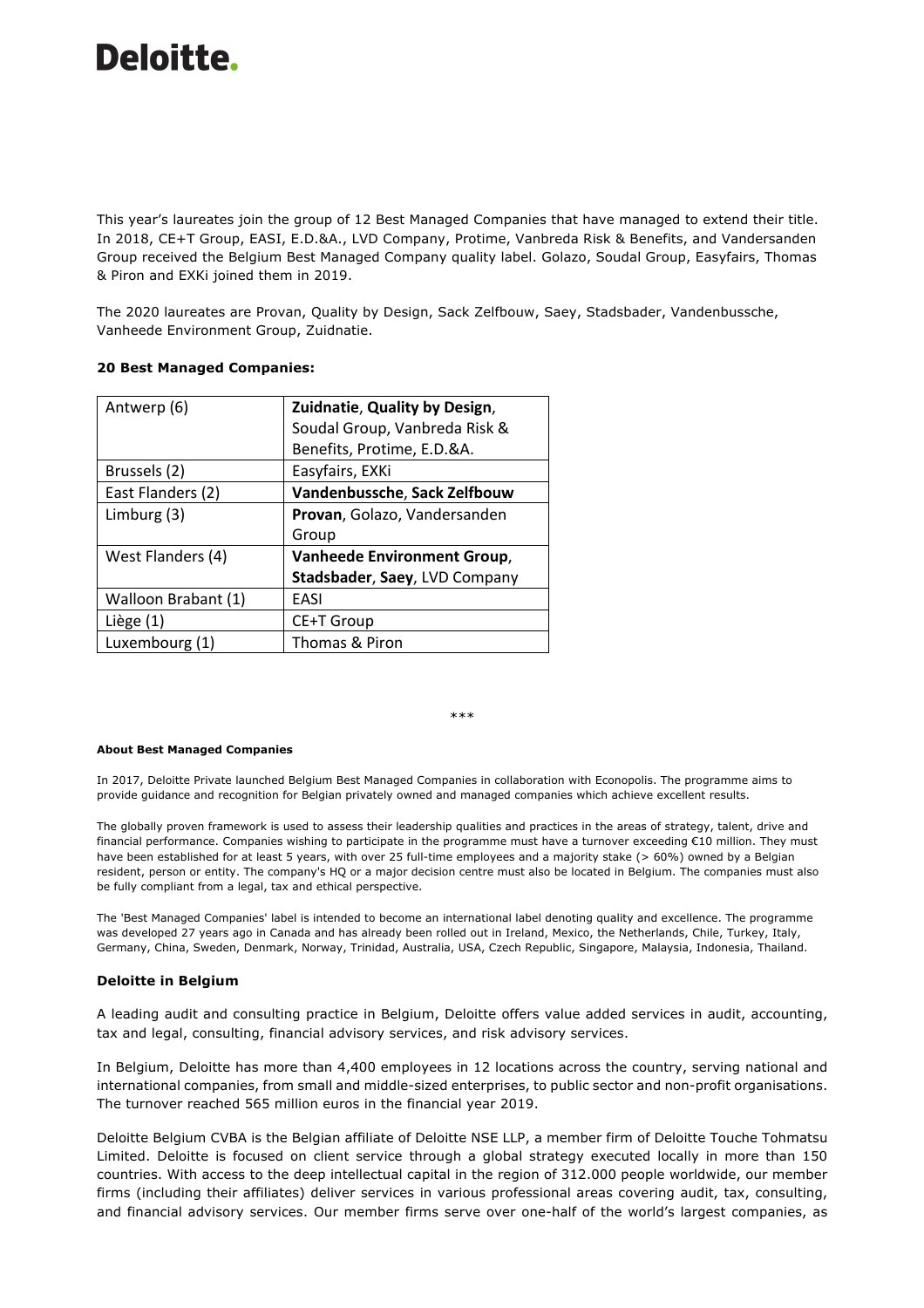This year's laureates join the group of 12 Best Managed Companies that have managed to extend their title. In 2018, CE+T Group, EASI, E.D.&A., LVD Company, Protime, Vanbreda Risk & Benefits, and Vandersanden Group received the Belgium Best Managed Company quality label. Golazo, Soudal Group, Easyfairs, Thomas & Piron and EXKi joined them in 2019.

The 2020 laureates are Provan, Quality by Design, Sack Zelfbouw, Saey, Stadsbader, Vandenbussche, Vanheede Environment Group, Zuidnatie.

**20 Best Managed Companies:**

| | |
|---|---|
| Antwerp (6) | **Zuidnatie**, **Quality by Design**, Soudal Group, Vanbreda Risk & Benefits, Protime, E.D.&A. |
| Brussels (2) | Easyfairs, EXKi |
| East Flanders (2) | **Vandenbussche**, **Sack Zelfbouw** |
| Limburg (3) | **Provan**, Golazo, Vandersanden Group |
| West Flanders (4) | **Vanheede Environment Group**, **Stadsbader**, **Saey**, LVD Company |
| Walloon Brabant (1) | EASI |
| Liège (1) | CE+T Group |
| Luxembourg (1) | Thomas & Piron |

***

**About Best Managed Companies**

In 2017, Deloitte Private launched Belgium Best Managed Companies in collaboration with Econopolis. The programme aims to provide guidance and recognition for Belgian privately owned and managed companies which achieve excellent results.

The globally proven framework is used to assess their leadership qualities and practices in the areas of strategy, talent, drive and financial performance. Companies wishing to participate in the programme must have a turnover exceeding €10 million. They must have been established for at least 5 years, with over 25 full-time employees and a majority stake (> 60%) owned by a Belgian resident, person or entity. The company's HQ or a major decision centre must also be located in Belgium. The companies must also be fully compliant from a legal, tax and ethical perspective.

The 'Best Managed Companies' label is intended to become an international label denoting quality and excellence. The programme was developed 27 years ago in Canada and has already been rolled out in Ireland, Mexico, the Netherlands, Chile, Turkey, Italy, Germany, China, Sweden, Denmark, Norway, Trinidad, Australia, USA, Czech Republic, Singapore, Malaysia, Indonesia, Thailand.

**Deloitte in Belgium**

A leading audit and consulting practice in Belgium, Deloitte offers value added services in audit, accounting, tax and legal, consulting, financial advisory services, and risk advisory services.

In Belgium, Deloitte has more than 4,400 employees in 12 locations across the country, serving national and international companies, from small and middle-sized enterprises, to public sector and non-profit organisations. The turnover reached 565 million euros in the financial year 2019.

Deloitte Belgium CVBA is the Belgian affiliate of Deloitte NSE LLP, a member firm of Deloitte Touche Tohmatsu Limited. Deloitte is focused on client service through a global strategy executed locally in more than 150 countries. With access to the deep intellectual capital in the region of 312.000 people worldwide, our member firms (including their affiliates) deliver services in various professional areas covering audit, tax, consulting, and financial advisory services. Our member firms serve over one-half of the world's largest companies, as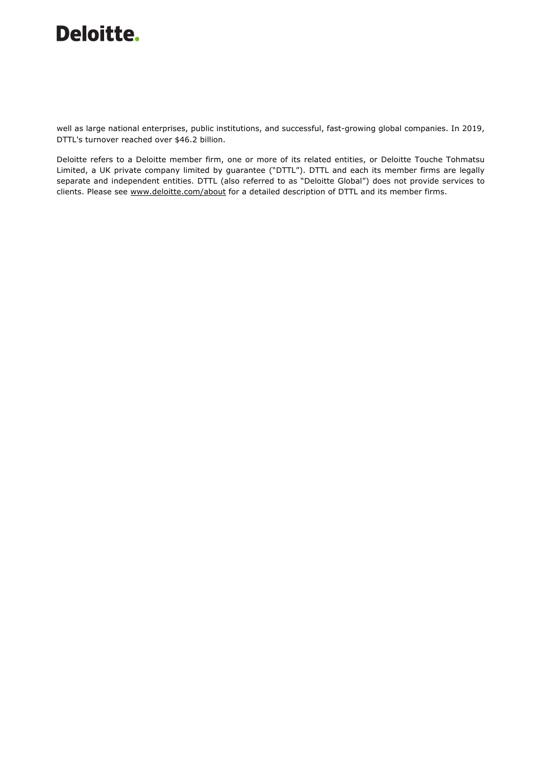well as large national enterprises, public institutions, and successful, fast-growing global companies. In 2019, DTTL's turnover reached over $46.2 billion.

Deloitte refers to a Deloitte member firm, one or more of its related entities, or Deloitte Touche Tohmatsu Limited, a UK private company limited by guarantee ("DTTL"). DTTL and each its member firms are legally separate and independent entities. DTTL (also referred to as "Deloitte Global") does not provide services to clients. Please see www.deloitte.com/about for a detailed description of DTTL and its member firms.